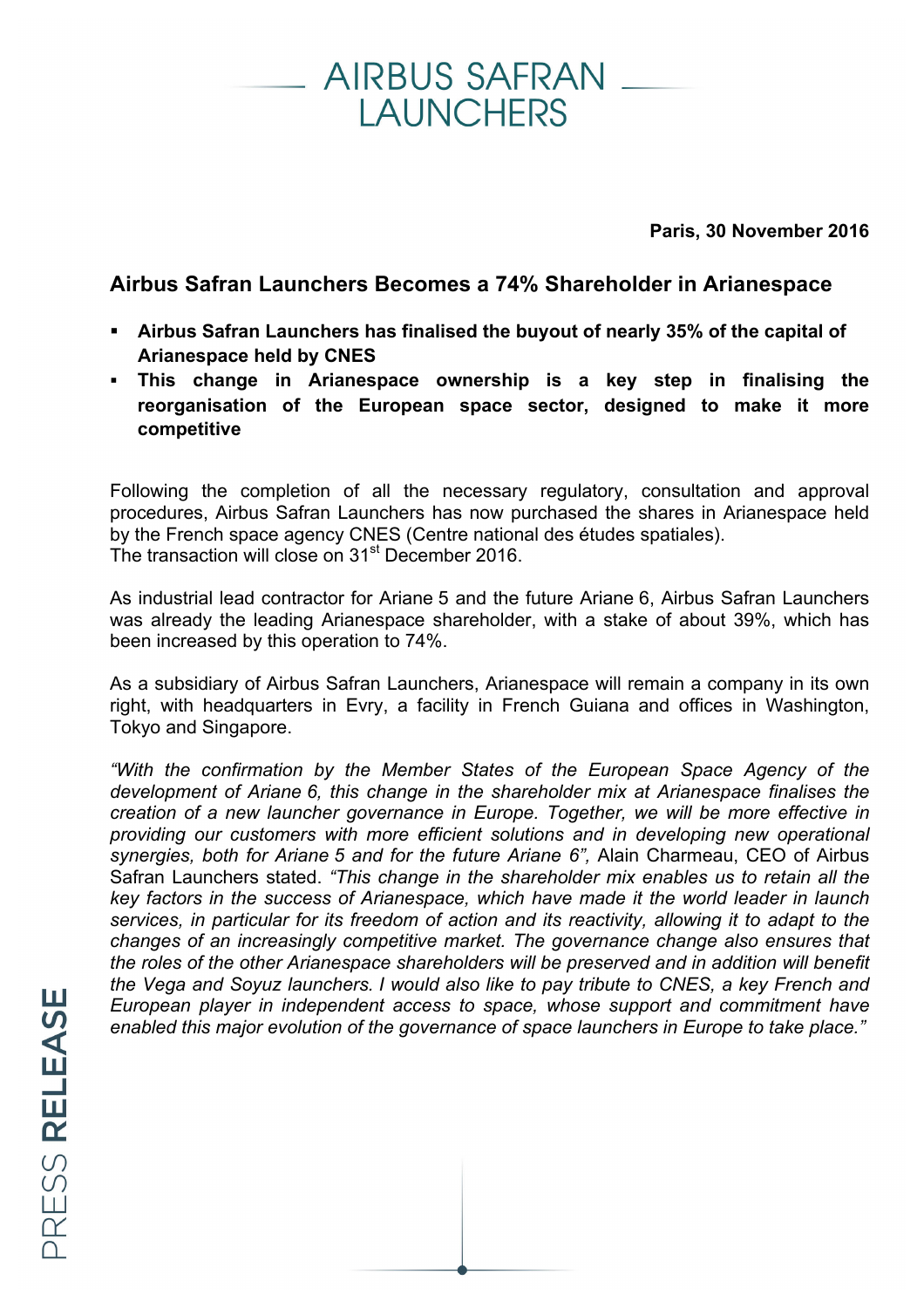# AIRBUS SAFRAN LAUNCHERS

**Paris, 30 November 2016**

## Airbus Safran Launchers Becomes a 74% Shareholder in Arianespace

- **Airbus Safran Launchers has finalised the buyout of nearly 35% of the capital of Arianespace held by CNES**
- **This change in Arianespace ownership is a key step in finalising the reorganisation of the European space sector, designed to make it more competitive**

Following the completion of all the necessary regulatory, consultation and approval procedures, Airbus Safran Launchers has now purchased the shares in Arianespace held by the French space agency CNES (Centre national des études spatiales).
The transaction will close on 31st December 2016.

As industrial lead contractor for Ariane 5 and the future Ariane 6, Airbus Safran Launchers was already the leading Arianespace shareholder, with a stake of about 39%, which has been increased by this operation to 74%.

As a subsidiary of Airbus Safran Launchers, Arianespace will remain a company in its own right, with headquarters in Evry, a facility in French Guiana and offices in Washington, Tokyo and Singapore.

*"With the confirmation by the Member States of the European Space Agency of the development of Ariane 6, this change in the shareholder mix at Arianespace finalises the creation of a new launcher governance in Europe. Together, we will be more effective in providing our customers with more efficient solutions and in developing new operational synergies, both for Ariane 5 and for the future Ariane 6",* Alain Charmeau, CEO of Airbus Safran Launchers stated. *"This change in the shareholder mix enables us to retain all the key factors in the success of Arianespace, which have made it the world leader in launch services, in particular for its freedom of action and its reactivity, allowing it to adapt to the changes of an increasingly competitive market. The governance change also ensures that the roles of the other Arianespace shareholders will be preserved and in addition will benefit the Vega and Soyuz launchers. I would also like to pay tribute to CNES, a key French and European player in independent access to space, whose support and commitment have enabled this major evolution of the governance of space launchers in Europe to take place."*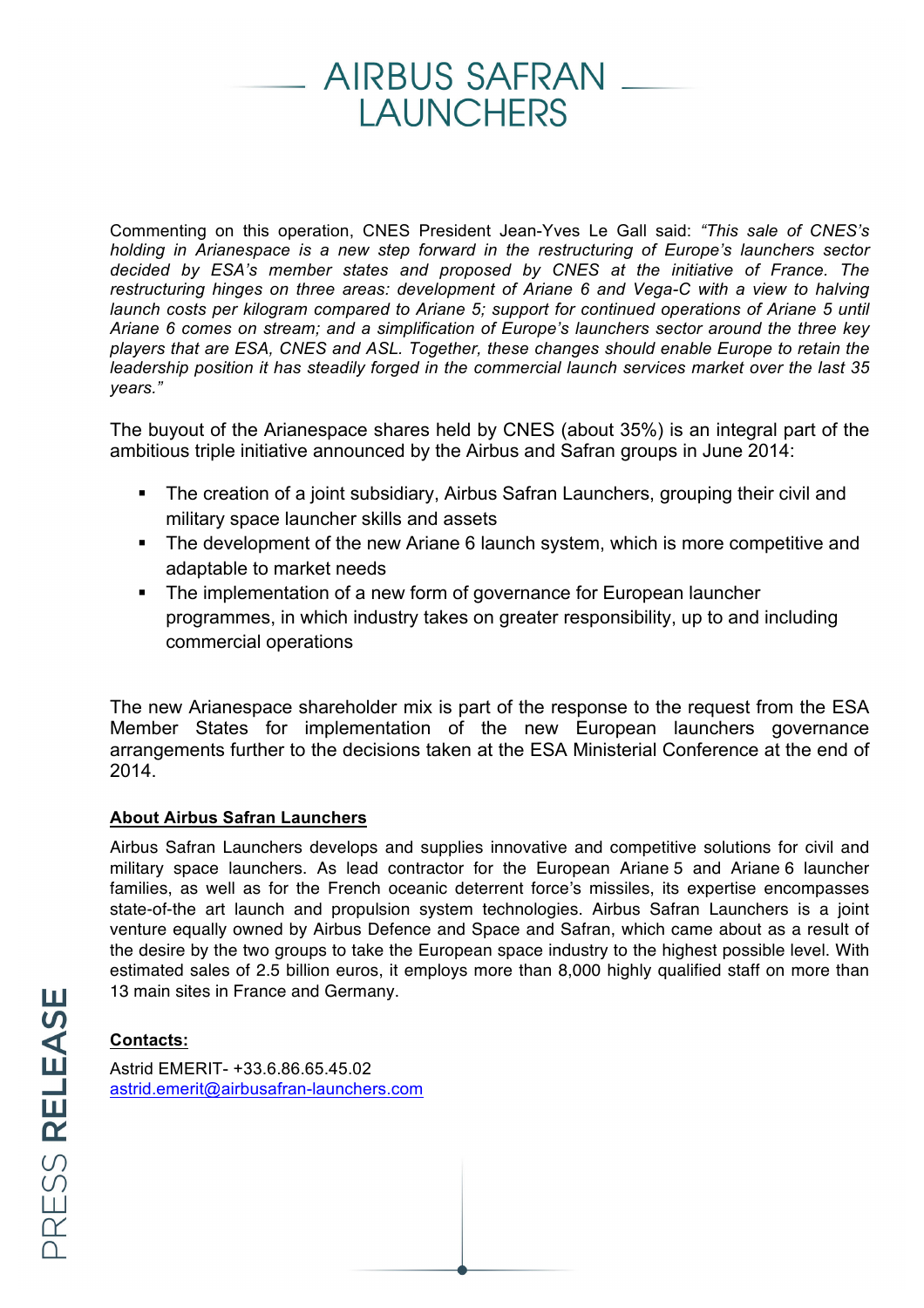Commenting on this operation, CNES President Jean-Yves Le Gall said: *"This sale of CNES's holding in Arianespace is a new step forward in the restructuring of Europe's launchers sector decided by ESA's member states and proposed by CNES at the initiative of France. The restructuring hinges on three areas: development of Ariane 6 and Vega-C with a view to halving launch costs per kilogram compared to Ariane 5; support for continued operations of Ariane 5 until Ariane 6 comes on stream; and a simplification of Europe's launchers sector around the three key players that are ESA, CNES and ASL. Together, these changes should enable Europe to retain the leadership position it has steadily forged in the commercial launch services market over the last 35 years."*

The buyout of the Arianespace shares held by CNES (about 35%) is an integral part of the ambitious triple initiative announced by the Airbus and Safran groups in June 2014:

- The creation of a joint subsidiary, Airbus Safran Launchers, grouping their civil and military space launcher skills and assets
- The development of the new Ariane 6 launch system, which is more competitive and adaptable to market needs
- The implementation of a new form of governance for European launcher programmes, in which industry takes on greater responsibility, up to and including commercial operations

The new Arianespace shareholder mix is part of the response to the request from the ESA Member States for implementation of the new European launchers governance arrangements further to the decisions taken at the ESA Ministerial Conference at the end of 2014.

**About Airbus Safran Launchers**

Airbus Safran Launchers develops and supplies innovative and competitive solutions for civil and military space launchers. As lead contractor for the European Ariane 5 and Ariane 6 launcher families, as well as for the French oceanic deterrent force's missiles, its expertise encompasses state-of-the art launch and propulsion system technologies. Airbus Safran Launchers is a joint venture equally owned by Airbus Defence and Space and Safran, which came about as a result of the desire by the two groups to take the European space industry to the highest possible level. With estimated sales of 2.5 billion euros, it employs more than 8,000 highly qualified staff on more than 13 main sites in France and Germany.

**Contacts:**

Astrid EMERIT- +33.6.86.65.45.02
astrid.emerit@airbusafran-launchers.com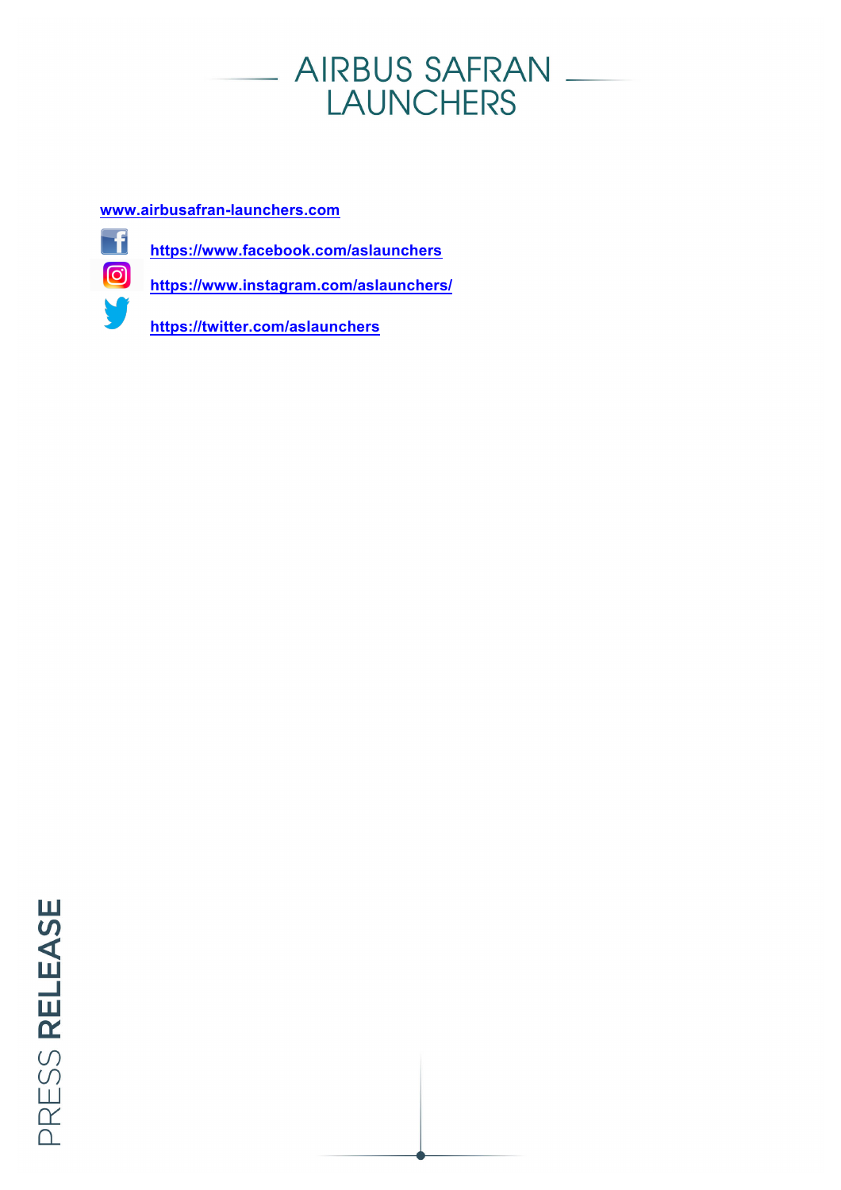www.airbusafran-launchers.com

https://www.facebook.com/aslaunchers

https://www.instagram.com/aslaunchers/

https://twitter.com/aslaunchers